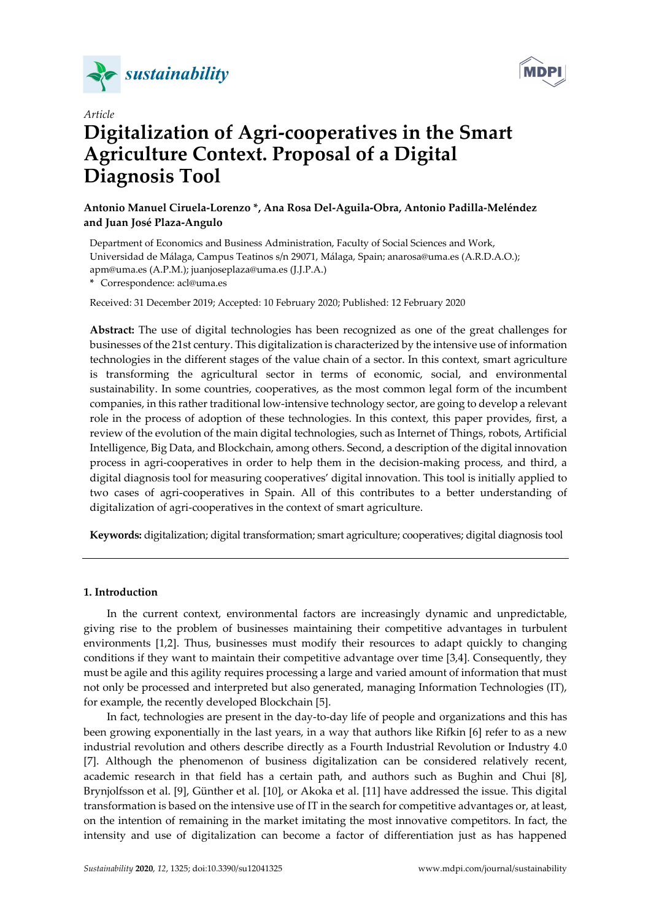*Article*

# Digitalization of Agri-cooperatives in the Smart Agriculture Context. Proposal of a Digital Diagnosis Tool

**Antonio Manuel Ciruela-Lorenzo \*, Ana Rosa Del-Aguila-Obra, Antonio Padilla-Meléndez and Juan José Plaza-Angulo**

Department of Economics and Business Administration, Faculty of Social Sciences and Work, Universidad de Málaga, Campus Teatinos s/n 29071, Málaga, Spain; anarosa@uma.es (A.R.D.A.O.); apm@uma.es (A.P.M.); juanjoseplaza@uma.es (J.J.P.A.)

\* Correspondence: acl@uma.es

Received: 31 December 2019; Accepted: 10 February 2020; Published: 12 February 2020

**Abstract:** The use of digital technologies has been recognized as one of the great challenges for businesses of the 21st century. This digitalization is characterized by the intensive use of information technologies in the different stages of the value chain of a sector. In this context, smart agriculture is transforming the agricultural sector in terms of economic, social, and environmental sustainability. In some countries, cooperatives, as the most common legal form of the incumbent companies, in this rather traditional low-intensive technology sector, are going to develop a relevant role in the process of adoption of these technologies. In this context, this paper provides, first, a review of the evolution of the main digital technologies, such as Internet of Things, robots, Artificial Intelligence, Big Data, and Blockchain, among others. Second, a description of the digital innovation process in agri-cooperatives in order to help them in the decision-making process, and third, a digital diagnosis tool for measuring cooperatives' digital innovation. This tool is initially applied to two cases of agri-cooperatives in Spain. All of this contributes to a better understanding of digitalization of agri-cooperatives in the context of smart agriculture.

**Keywords:** digitalization; digital transformation; smart agriculture; cooperatives; digital diagnosis tool

## 1. Introduction

In the current context, environmental factors are increasingly dynamic and unpredictable, giving rise to the problem of businesses maintaining their competitive advantages in turbulent environments [1,2]. Thus, businesses must modify their resources to adapt quickly to changing conditions if they want to maintain their competitive advantage over time [3,4]. Consequently, they must be agile and this agility requires processing a large and varied amount of information that must not only be processed and interpreted but also generated, managing Information Technologies (IT), for example, the recently developed Blockchain [5].

In fact, technologies are present in the day-to-day life of people and organizations and this has been growing exponentially in the last years, in a way that authors like Rifkin [6] refer to as a new industrial revolution and others describe directly as a Fourth Industrial Revolution or Industry 4.0 [7]. Although the phenomenon of business digitalization can be considered relatively recent, academic research in that field has a certain path, and authors such as Bughin and Chui [8], Brynjolfsson et al. [9], Günther et al. [10], or Akoka et al. [11] have addressed the issue. This digital transformation is based on the intensive use of IT in the search for competitive advantages or, at least, on the intention of remaining in the market imitating the most innovative competitors. In fact, the intensity and use of digitalization can become a factor of differentiation just as has happened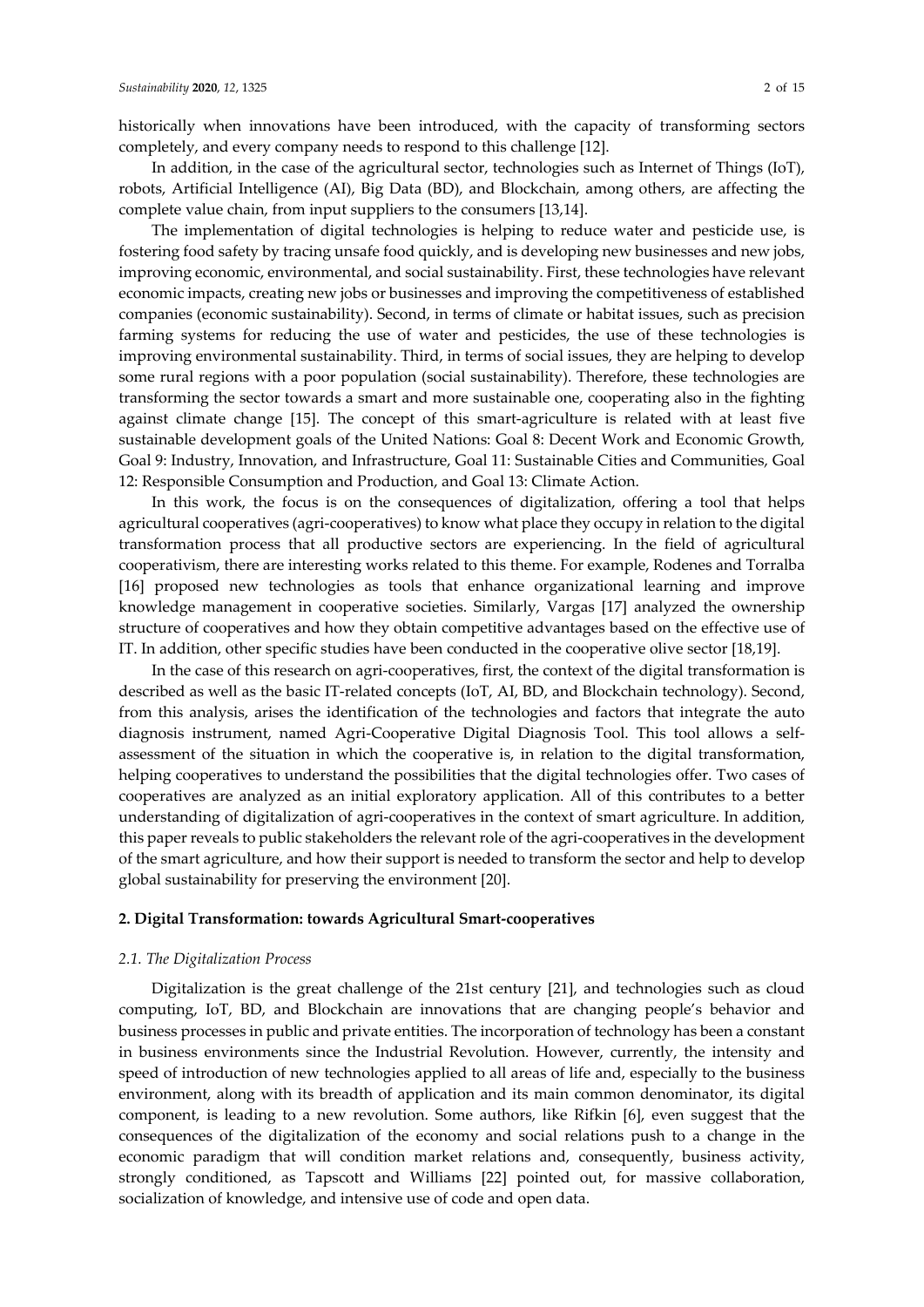historically when innovations have been introduced, with the capacity of transforming sectors completely, and every company needs to respond to this challenge [12].

In addition, in the case of the agricultural sector, technologies such as Internet of Things (IoT), robots, Artificial Intelligence (AI), Big Data (BD), and Blockchain, among others, are affecting the complete value chain, from input suppliers to the consumers [13,14].

The implementation of digital technologies is helping to reduce water and pesticide use, is fostering food safety by tracing unsafe food quickly, and is developing new businesses and new jobs, improving economic, environmental, and social sustainability. First, these technologies have relevant economic impacts, creating new jobs or businesses and improving the competitiveness of established companies (economic sustainability). Second, in terms of climate or habitat issues, such as precision farming systems for reducing the use of water and pesticides, the use of these technologies is improving environmental sustainability. Third, in terms of social issues, they are helping to develop some rural regions with a poor population (social sustainability). Therefore, these technologies are transforming the sector towards a smart and more sustainable one, cooperating also in the fighting against climate change [15]. The concept of this smart-agriculture is related with at least five sustainable development goals of the United Nations: Goal 8: Decent Work and Economic Growth, Goal 9: Industry, Innovation, and Infrastructure, Goal 11: Sustainable Cities and Communities, Goal 12: Responsible Consumption and Production, and Goal 13: Climate Action.

In this work, the focus is on the consequences of digitalization, offering a tool that helps agricultural cooperatives (agri-cooperatives) to know what place they occupy in relation to the digital transformation process that all productive sectors are experiencing. In the field of agricultural cooperativism, there are interesting works related to this theme. For example, Rodenes and Torralba [16] proposed new technologies as tools that enhance organizational learning and improve knowledge management in cooperative societies. Similarly, Vargas [17] analyzed the ownership structure of cooperatives and how they obtain competitive advantages based on the effective use of IT. In addition, other specific studies have been conducted in the cooperative olive sector [18,19].

In the case of this research on agri-cooperatives, first, the context of the digital transformation is described as well as the basic IT-related concepts (IoT, AI, BD, and Blockchain technology). Second, from this analysis, arises the identification of the technologies and factors that integrate the auto diagnosis instrument, named Agri-Cooperative Digital Diagnosis Tool. This tool allows a self-assessment of the situation in which the cooperative is, in relation to the digital transformation, helping cooperatives to understand the possibilities that the digital technologies offer. Two cases of cooperatives are analyzed as an initial exploratory application. All of this contributes to a better understanding of digitalization of agri-cooperatives in the context of smart agriculture. In addition, this paper reveals to public stakeholders the relevant role of the agri-cooperatives in the development of the smart agriculture, and how their support is needed to transform the sector and help to develop global sustainability for preserving the environment [20].

## 2. Digital Transformation: towards Agricultural Smart-cooperatives

### *2.1. The Digitalization Process*

Digitalization is the great challenge of the 21st century [21], and technologies such as cloud computing, IoT, BD, and Blockchain are innovations that are changing people's behavior and business processes in public and private entities. The incorporation of technology has been a constant in business environments since the Industrial Revolution. However, currently, the intensity and speed of introduction of new technologies applied to all areas of life and, especially to the business environment, along with its breadth of application and its main common denominator, its digital component, is leading to a new revolution. Some authors, like Rifkin [6], even suggest that the consequences of the digitalization of the economy and social relations push to a change in the economic paradigm that will condition market relations and, consequently, business activity, strongly conditioned, as Tapscott and Williams [22] pointed out, for massive collaboration, socialization of knowledge, and intensive use of code and open data.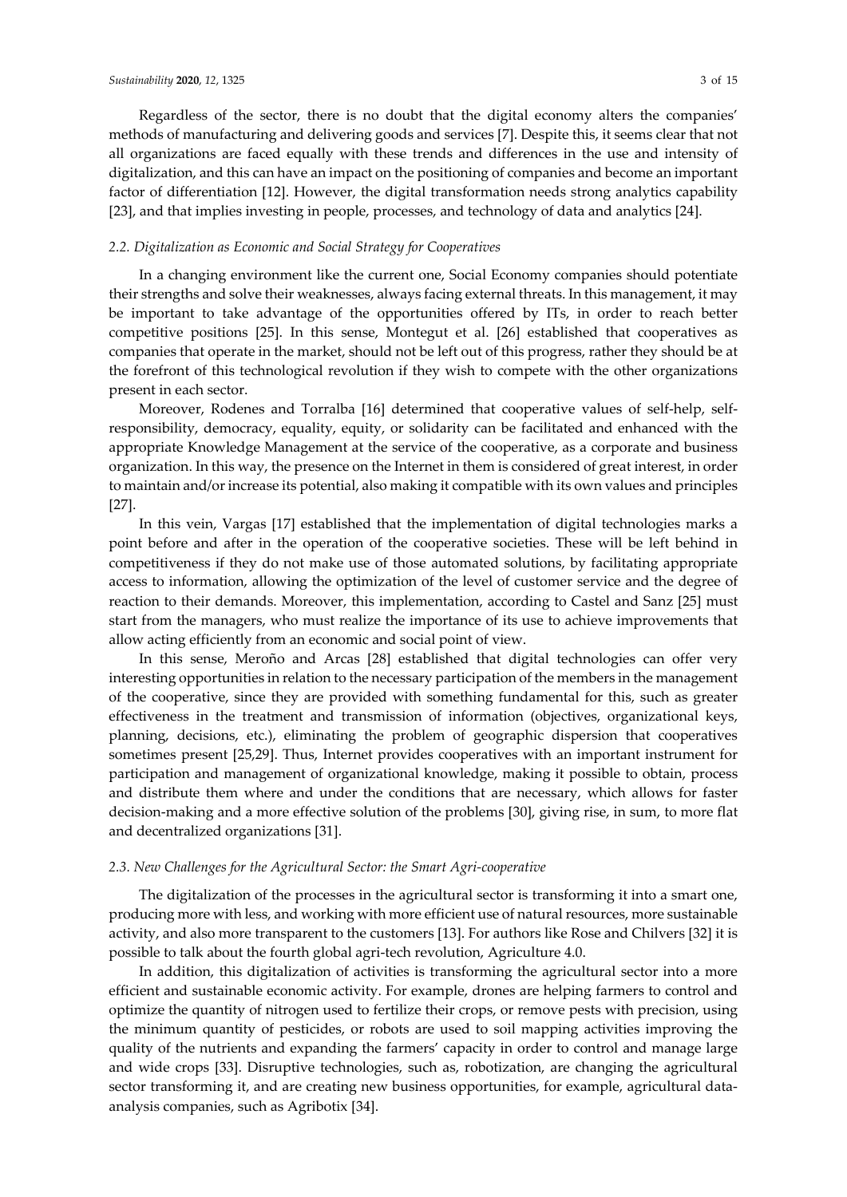Regardless of the sector, there is no doubt that the digital economy alters the companies' methods of manufacturing and delivering goods and services [7]. Despite this, it seems clear that not all organizations are faced equally with these trends and differences in the use and intensity of digitalization, and this can have an impact on the positioning of companies and become an important factor of differentiation [12]. However, the digital transformation needs strong analytics capability [23], and that implies investing in people, processes, and technology of data and analytics [24].

### *2.2. Digitalization as Economic and Social Strategy for Cooperatives*

In a changing environment like the current one, Social Economy companies should potentiate their strengths and solve their weaknesses, always facing external threats. In this management, it may be important to take advantage of the opportunities offered by ITs, in order to reach better competitive positions [25]. In this sense, Montegut et al. [26] established that cooperatives as companies that operate in the market, should not be left out of this progress, rather they should be at the forefront of this technological revolution if they wish to compete with the other organizations present in each sector.

Moreover, Rodenes and Torralba [16] determined that cooperative values of self-help, self-responsibility, democracy, equality, equity, or solidarity can be facilitated and enhanced with the appropriate Knowledge Management at the service of the cooperative, as a corporate and business organization. In this way, the presence on the Internet in them is considered of great interest, in order to maintain and/or increase its potential, also making it compatible with its own values and principles [27].

In this vein, Vargas [17] established that the implementation of digital technologies marks a point before and after in the operation of the cooperative societies. These will be left behind in competitiveness if they do not make use of those automated solutions, by facilitating appropriate access to information, allowing the optimization of the level of customer service and the degree of reaction to their demands. Moreover, this implementation, according to Castel and Sanz [25] must start from the managers, who must realize the importance of its use to achieve improvements that allow acting efficiently from an economic and social point of view.

In this sense, Meroño and Arcas [28] established that digital technologies can offer very interesting opportunities in relation to the necessary participation of the members in the management of the cooperative, since they are provided with something fundamental for this, such as greater effectiveness in the treatment and transmission of information (objectives, organizational keys, planning, decisions, etc.), eliminating the problem of geographic dispersion that cooperatives sometimes present [25,29]. Thus, Internet provides cooperatives with an important instrument for participation and management of organizational knowledge, making it possible to obtain, process and distribute them where and under the conditions that are necessary, which allows for faster decision-making and a more effective solution of the problems [30], giving rise, in sum, to more flat and decentralized organizations [31].

### *2.3. New Challenges for the Agricultural Sector: the Smart Agri-cooperative*

The digitalization of the processes in the agricultural sector is transforming it into a smart one, producing more with less, and working with more efficient use of natural resources, more sustainable activity, and also more transparent to the customers [13]. For authors like Rose and Chilvers [32] it is possible to talk about the fourth global agri-tech revolution, Agriculture 4.0.

In addition, this digitalization of activities is transforming the agricultural sector into a more efficient and sustainable economic activity. For example, drones are helping farmers to control and optimize the quantity of nitrogen used to fertilize their crops, or remove pests with precision, using the minimum quantity of pesticides, or robots are used to soil mapping activities improving the quality of the nutrients and expanding the farmers' capacity in order to control and manage large and wide crops [33]. Disruptive technologies, such as, robotization, are changing the agricultural sector transforming it, and are creating new business opportunities, for example, agricultural data-analysis companies, such as Agribotix [34].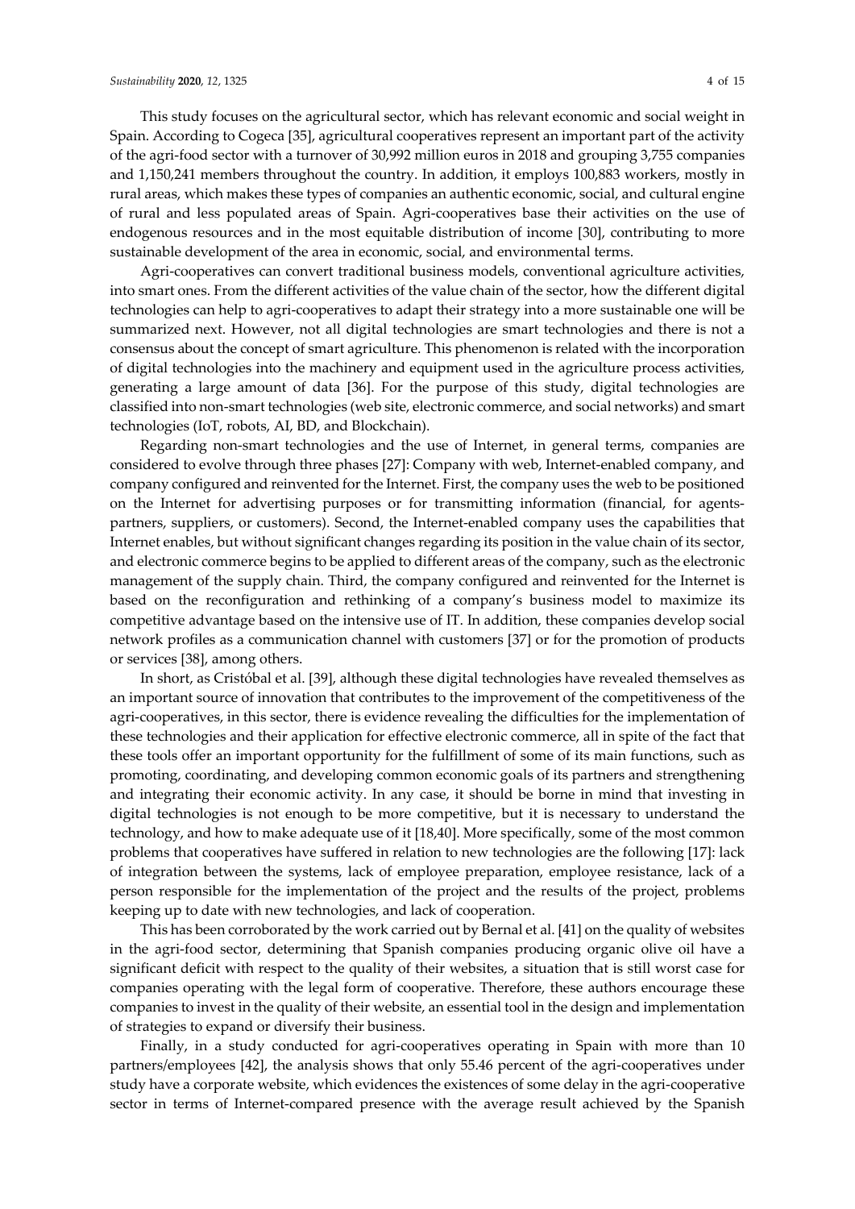This study focuses on the agricultural sector, which has relevant economic and social weight in Spain. According to Cogeca [35], agricultural cooperatives represent an important part of the activity of the agri-food sector with a turnover of 30,992 million euros in 2018 and grouping 3,755 companies and 1,150,241 members throughout the country. In addition, it employs 100,883 workers, mostly in rural areas, which makes these types of companies an authentic economic, social, and cultural engine of rural and less populated areas of Spain. Agri-cooperatives base their activities on the use of endogenous resources and in the most equitable distribution of income [30], contributing to more sustainable development of the area in economic, social, and environmental terms.

Agri-cooperatives can convert traditional business models, conventional agriculture activities, into smart ones. From the different activities of the value chain of the sector, how the different digital technologies can help to agri-cooperatives to adapt their strategy into a more sustainable one will be summarized next. However, not all digital technologies are smart technologies and there is not a consensus about the concept of smart agriculture. This phenomenon is related with the incorporation of digital technologies into the machinery and equipment used in the agriculture process activities, generating a large amount of data [36]. For the purpose of this study, digital technologies are classified into non-smart technologies (web site, electronic commerce, and social networks) and smart technologies (IoT, robots, AI, BD, and Blockchain).

Regarding non-smart technologies and the use of Internet, in general terms, companies are considered to evolve through three phases [27]: Company with web, Internet-enabled company, and company configured and reinvented for the Internet. First, the company uses the web to be positioned on the Internet for advertising purposes or for transmitting information (financial, for agents-partners, suppliers, or customers). Second, the Internet-enabled company uses the capabilities that Internet enables, but without significant changes regarding its position in the value chain of its sector, and electronic commerce begins to be applied to different areas of the company, such as the electronic management of the supply chain. Third, the company configured and reinvented for the Internet is based on the reconfiguration and rethinking of a company's business model to maximize its competitive advantage based on the intensive use of IT. In addition, these companies develop social network profiles as a communication channel with customers [37] or for the promotion of products or services [38], among others.

In short, as Cristóbal et al. [39], although these digital technologies have revealed themselves as an important source of innovation that contributes to the improvement of the competitiveness of the agri-cooperatives, in this sector, there is evidence revealing the difficulties for the implementation of these technologies and their application for effective electronic commerce, all in spite of the fact that these tools offer an important opportunity for the fulfillment of some of its main functions, such as promoting, coordinating, and developing common economic goals of its partners and strengthening and integrating their economic activity. In any case, it should be borne in mind that investing in digital technologies is not enough to be more competitive, but it is necessary to understand the technology, and how to make adequate use of it [18,40]. More specifically, some of the most common problems that cooperatives have suffered in relation to new technologies are the following [17]: lack of integration between the systems, lack of employee preparation, employee resistance, lack of a person responsible for the implementation of the project and the results of the project, problems keeping up to date with new technologies, and lack of cooperation.

This has been corroborated by the work carried out by Bernal et al. [41] on the quality of websites in the agri-food sector, determining that Spanish companies producing organic olive oil have a significant deficit with respect to the quality of their websites, a situation that is still worst case for companies operating with the legal form of cooperative. Therefore, these authors encourage these companies to invest in the quality of their website, an essential tool in the design and implementation of strategies to expand or diversify their business.

Finally, in a study conducted for agri-cooperatives operating in Spain with more than 10 partners/employees [42], the analysis shows that only 55.46 percent of the agri-cooperatives under study have a corporate website, which evidences the existences of some delay in the agri-cooperative sector in terms of Internet-compared presence with the average result achieved by the Spanish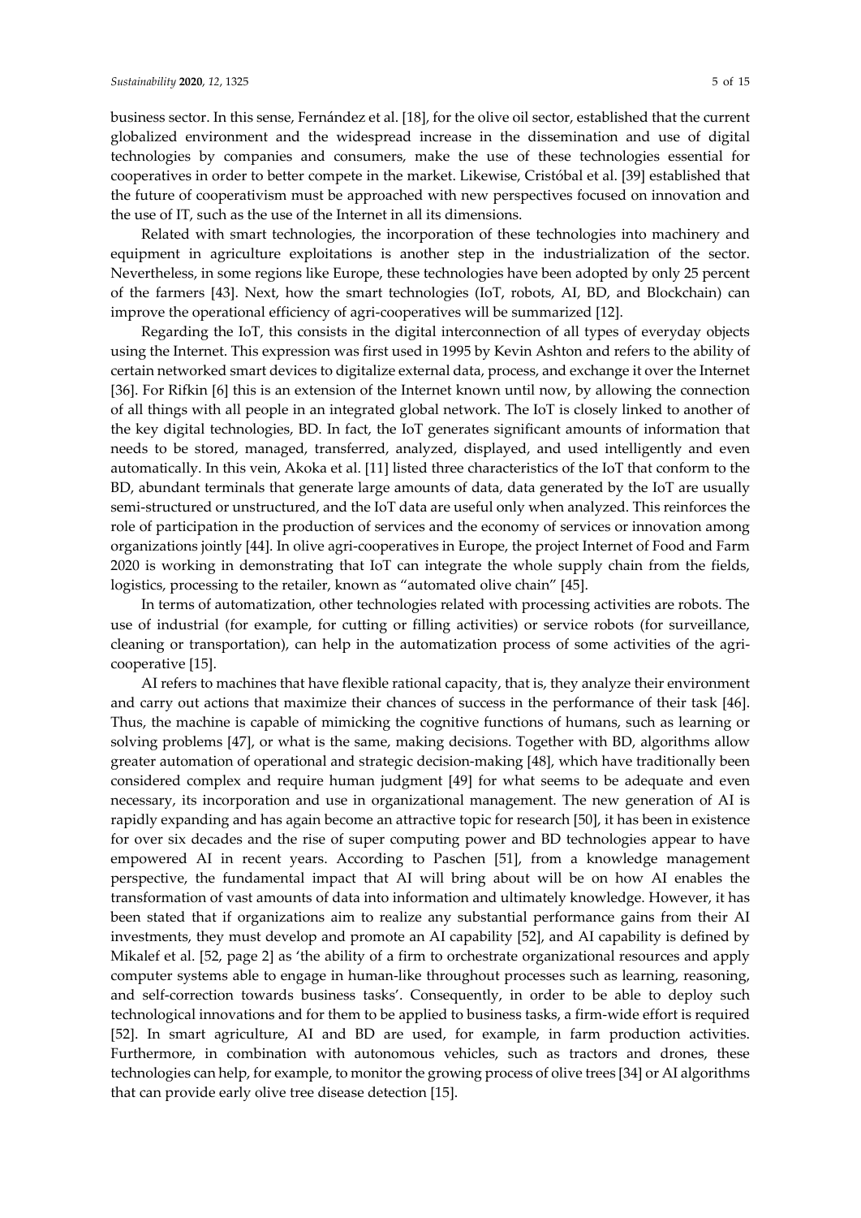business sector. In this sense, Fernández et al. [18], for the olive oil sector, established that the current globalized environment and the widespread increase in the dissemination and use of digital technologies by companies and consumers, make the use of these technologies essential for cooperatives in order to better compete in the market. Likewise, Cristóbal et al. [39] established that the future of cooperativism must be approached with new perspectives focused on innovation and the use of IT, such as the use of the Internet in all its dimensions.

Related with smart technologies, the incorporation of these technologies into machinery and equipment in agriculture exploitations is another step in the industrialization of the sector. Nevertheless, in some regions like Europe, these technologies have been adopted by only 25 percent of the farmers [43]. Next, how the smart technologies (IoT, robots, AI, BD, and Blockchain) can improve the operational efficiency of agri-cooperatives will be summarized [12].

Regarding the IoT, this consists in the digital interconnection of all types of everyday objects using the Internet. This expression was first used in 1995 by Kevin Ashton and refers to the ability of certain networked smart devices to digitalize external data, process, and exchange it over the Internet [36]. For Rifkin [6] this is an extension of the Internet known until now, by allowing the connection of all things with all people in an integrated global network. The IoT is closely linked to another of the key digital technologies, BD. In fact, the IoT generates significant amounts of information that needs to be stored, managed, transferred, analyzed, displayed, and used intelligently and even automatically. In this vein, Akoka et al. [11] listed three characteristics of the IoT that conform to the BD, abundant terminals that generate large amounts of data, data generated by the IoT are usually semi-structured or unstructured, and the IoT data are useful only when analyzed. This reinforces the role of participation in the production of services and the economy of services or innovation among organizations jointly [44]. In olive agri-cooperatives in Europe, the project Internet of Food and Farm 2020 is working in demonstrating that IoT can integrate the whole supply chain from the fields, logistics, processing to the retailer, known as "automated olive chain" [45].

In terms of automatization, other technologies related with processing activities are robots. The use of industrial (for example, for cutting or filling activities) or service robots (for surveillance, cleaning or transportation), can help in the automatization process of some activities of the agri-cooperative [15].

AI refers to machines that have flexible rational capacity, that is, they analyze their environment and carry out actions that maximize their chances of success in the performance of their task [46]. Thus, the machine is capable of mimicking the cognitive functions of humans, such as learning or solving problems [47], or what is the same, making decisions. Together with BD, algorithms allow greater automation of operational and strategic decision-making [48], which have traditionally been considered complex and require human judgment [49] for what seems to be adequate and even necessary, its incorporation and use in organizational management. The new generation of AI is rapidly expanding and has again become an attractive topic for research [50], it has been in existence for over six decades and the rise of super computing power and BD technologies appear to have empowered AI in recent years. According to Paschen [51], from a knowledge management perspective, the fundamental impact that AI will bring about will be on how AI enables the transformation of vast amounts of data into information and ultimately knowledge. However, it has been stated that if organizations aim to realize any substantial performance gains from their AI investments, they must develop and promote an AI capability [52], and AI capability is defined by Mikalef et al. [52, page 2] as 'the ability of a firm to orchestrate organizational resources and apply computer systems able to engage in human-like throughout processes such as learning, reasoning, and self-correction towards business tasks'. Consequently, in order to be able to deploy such technological innovations and for them to be applied to business tasks, a firm-wide effort is required [52]. In smart agriculture, AI and BD are used, for example, in farm production activities. Furthermore, in combination with autonomous vehicles, such as tractors and drones, these technologies can help, for example, to monitor the growing process of olive trees [34] or AI algorithms that can provide early olive tree disease detection [15].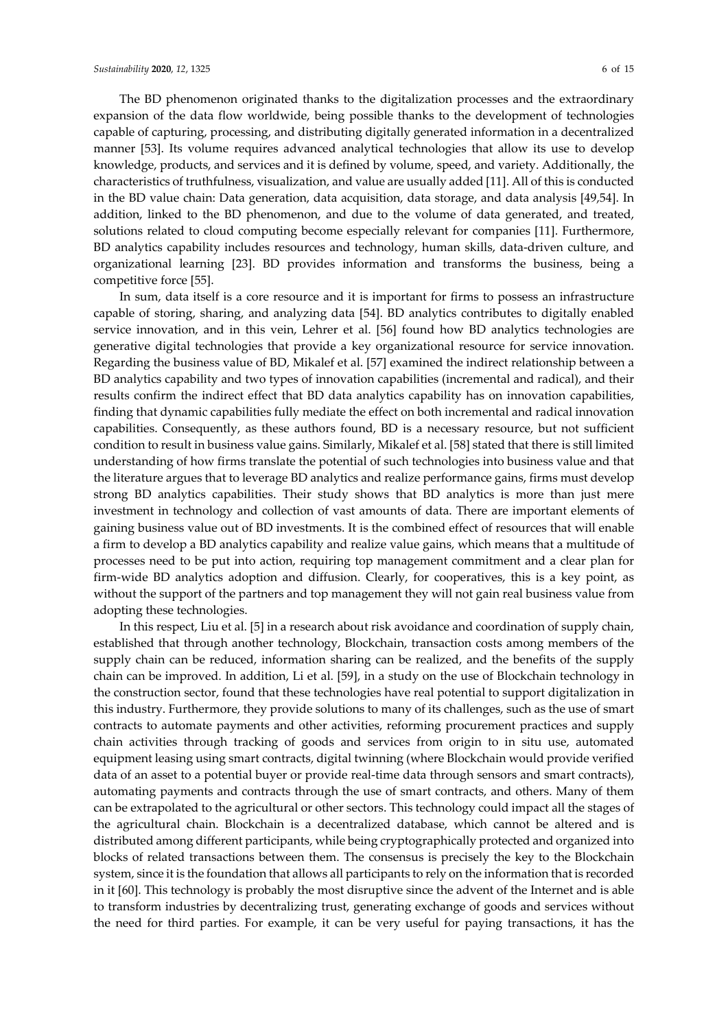The BD phenomenon originated thanks to the digitalization processes and the extraordinary expansion of the data flow worldwide, being possible thanks to the development of technologies capable of capturing, processing, and distributing digitally generated information in a decentralized manner [53]. Its volume requires advanced analytical technologies that allow its use to develop knowledge, products, and services and it is defined by volume, speed, and variety. Additionally, the characteristics of truthfulness, visualization, and value are usually added [11]. All of this is conducted in the BD value chain: Data generation, data acquisition, data storage, and data analysis [49,54]. In addition, linked to the BD phenomenon, and due to the volume of data generated, and treated, solutions related to cloud computing become especially relevant for companies [11]. Furthermore, BD analytics capability includes resources and technology, human skills, data-driven culture, and organizational learning [23]. BD provides information and transforms the business, being a competitive force [55].

In sum, data itself is a core resource and it is important for firms to possess an infrastructure capable of storing, sharing, and analyzing data [54]. BD analytics contributes to digitally enabled service innovation, and in this vein, Lehrer et al. [56] found how BD analytics technologies are generative digital technologies that provide a key organizational resource for service innovation. Regarding the business value of BD, Mikalef et al. [57] examined the indirect relationship between a BD analytics capability and two types of innovation capabilities (incremental and radical), and their results confirm the indirect effect that BD data analytics capability has on innovation capabilities, finding that dynamic capabilities fully mediate the effect on both incremental and radical innovation capabilities. Consequently, as these authors found, BD is a necessary resource, but not sufficient condition to result in business value gains. Similarly, Mikalef et al. [58] stated that there is still limited understanding of how firms translate the potential of such technologies into business value and that the literature argues that to leverage BD analytics and realize performance gains, firms must develop strong BD analytics capabilities. Their study shows that BD analytics is more than just mere investment in technology and collection of vast amounts of data. There are important elements of gaining business value out of BD investments. It is the combined effect of resources that will enable a firm to develop a BD analytics capability and realize value gains, which means that a multitude of processes need to be put into action, requiring top management commitment and a clear plan for firm-wide BD analytics adoption and diffusion. Clearly, for cooperatives, this is a key point, as without the support of the partners and top management they will not gain real business value from adopting these technologies.

In this respect, Liu et al. [5] in a research about risk avoidance and coordination of supply chain, established that through another technology, Blockchain, transaction costs among members of the supply chain can be reduced, information sharing can be realized, and the benefits of the supply chain can be improved. In addition, Li et al. [59], in a study on the use of Blockchain technology in the construction sector, found that these technologies have real potential to support digitalization in this industry. Furthermore, they provide solutions to many of its challenges, such as the use of smart contracts to automate payments and other activities, reforming procurement practices and supply chain activities through tracking of goods and services from origin to in situ use, automated equipment leasing using smart contracts, digital twinning (where Blockchain would provide verified data of an asset to a potential buyer or provide real-time data through sensors and smart contracts), automating payments and contracts through the use of smart contracts, and others. Many of them can be extrapolated to the agricultural or other sectors. This technology could impact all the stages of the agricultural chain. Blockchain is a decentralized database, which cannot be altered and is distributed among different participants, while being cryptographically protected and organized into blocks of related transactions between them. The consensus is precisely the key to the Blockchain system, since it is the foundation that allows all participants to rely on the information that is recorded in it [60]. This technology is probably the most disruptive since the advent of the Internet and is able to transform industries by decentralizing trust, generating exchange of goods and services without the need for third parties. For example, it can be very useful for paying transactions, it has the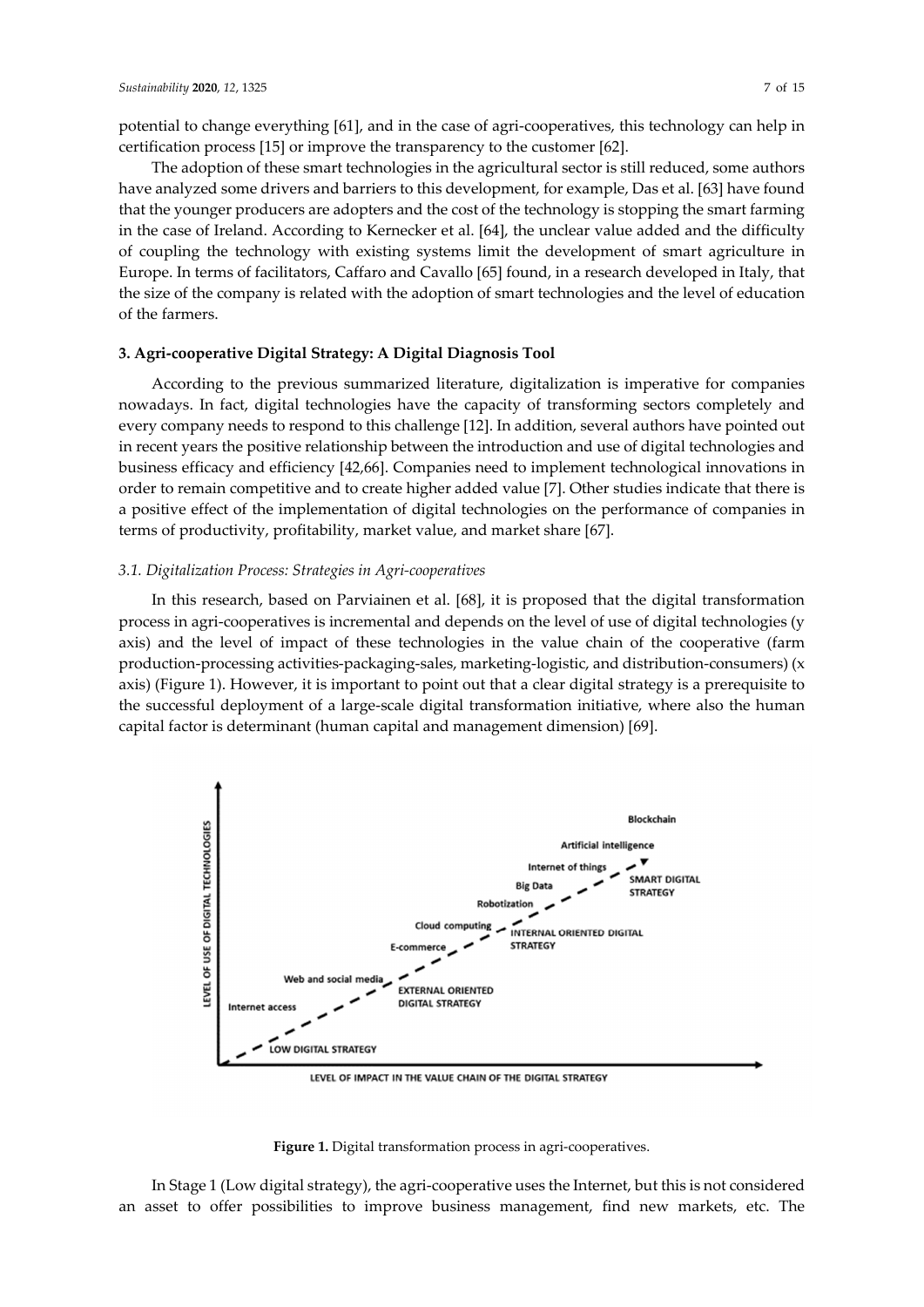potential to change everything [61], and in the case of agri-cooperatives, this technology can help in certification process [15] or improve the transparency to the customer [62].

The adoption of these smart technologies in the agricultural sector is still reduced, some authors have analyzed some drivers and barriers to this development, for example, Das et al. [63] have found that the younger producers are adopters and the cost of the technology is stopping the smart farming in the case of Ireland. According to Kernecker et al. [64], the unclear value added and the difficulty of coupling the technology with existing systems limit the development of smart agriculture in Europe. In terms of facilitators, Caffaro and Cavallo [65] found, in a research developed in Italy, that the size of the company is related with the adoption of smart technologies and the level of education of the farmers.

## 3. Agri-cooperative Digital Strategy: A Digital Diagnosis Tool

According to the previous summarized literature, digitalization is imperative for companies nowadays. In fact, digital technologies have the capacity of transforming sectors completely and every company needs to respond to this challenge [12]. In addition, several authors have pointed out in recent years the positive relationship between the introduction and use of digital technologies and business efficacy and efficiency [42,66]. Companies need to implement technological innovations in order to remain competitive and to create higher added value [7]. Other studies indicate that there is a positive effect of the implementation of digital technologies on the performance of companies in terms of productivity, profitability, market value, and market share [67].

### *3.1. Digitalization Process: Strategies in Agri-cooperatives*

In this research, based on Parviainen et al. [68], it is proposed that the digital transformation process in agri-cooperatives is incremental and depends on the level of use of digital technologies (y axis) and the level of impact of these technologies in the value chain of the cooperative (farm production-processing activities-packaging-sales, marketing-logistic, and distribution-consumers) (x axis) (Figure 1). However, it is important to point out that a clear digital strategy is a prerequisite to the successful deployment of a large-scale digital transformation initiative, where also the human capital factor is determinant (human capital and management dimension) [69].

LEVEL OF USE OF DIGITAL TECHNOLOGIES

LEVEL OF IMPACT IN THE VALUE CHAIN OF THE DIGITAL STRATEGY

LOW DIGITAL STRATEGY: Internet access

EXTERNAL ORIENTED DIGITAL STRATEGY: Web and social media, E-commerce

INTERNAL ORIENTED DIGITAL STRATEGY: Cloud computing, Robotization, Big Data

SMART DIGITAL STRATEGY: Internet of things, Artificial intelligence, Blockchain

**Figure 1.** Digital transformation process in agri-cooperatives.

In Stage 1 (Low digital strategy), the agri-cooperative uses the Internet, but this is not considered an asset to offer possibilities to improve business management, find new markets, etc. The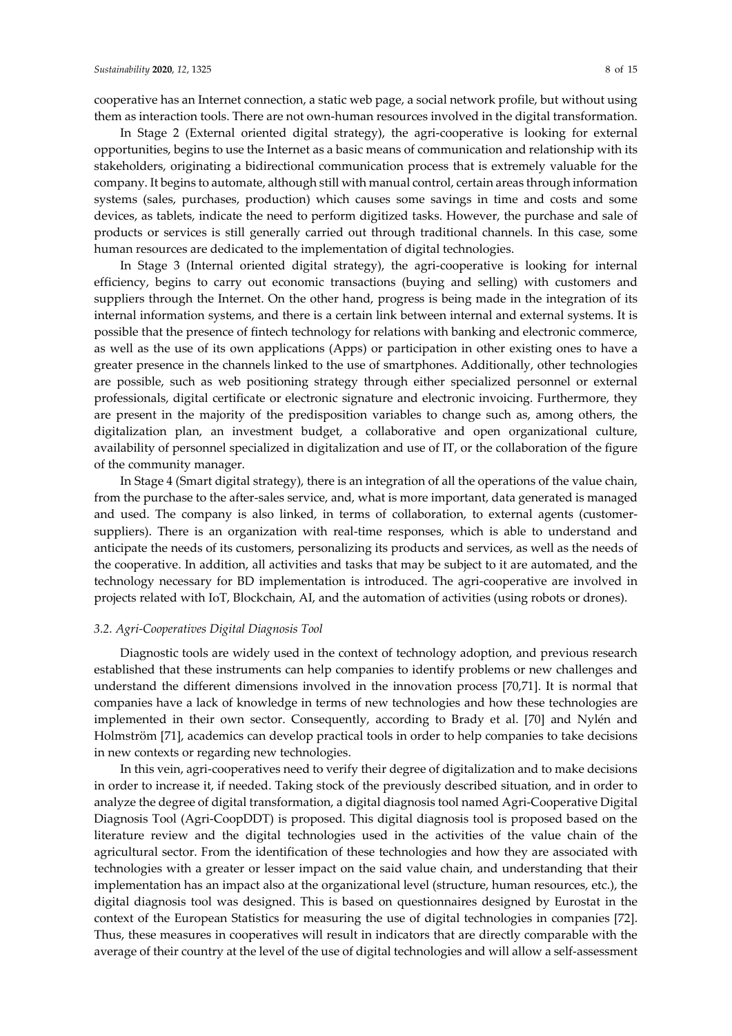cooperative has an Internet connection, a static web page, a social network profile, but without using them as interaction tools. There are not own-human resources involved in the digital transformation.

In Stage 2 (External oriented digital strategy), the agri-cooperative is looking for external opportunities, begins to use the Internet as a basic means of communication and relationship with its stakeholders, originating a bidirectional communication process that is extremely valuable for the company. It begins to automate, although still with manual control, certain areas through information systems (sales, purchases, production) which causes some savings in time and costs and some devices, as tablets, indicate the need to perform digitized tasks. However, the purchase and sale of products or services is still generally carried out through traditional channels. In this case, some human resources are dedicated to the implementation of digital technologies.

In Stage 3 (Internal oriented digital strategy), the agri-cooperative is looking for internal efficiency, begins to carry out economic transactions (buying and selling) with customers and suppliers through the Internet. On the other hand, progress is being made in the integration of its internal information systems, and there is a certain link between internal and external systems. It is possible that the presence of fintech technology for relations with banking and electronic commerce, as well as the use of its own applications (Apps) or participation in other existing ones to have a greater presence in the channels linked to the use of smartphones. Additionally, other technologies are possible, such as web positioning strategy through either specialized personnel or external professionals, digital certificate or electronic signature and electronic invoicing. Furthermore, they are present in the majority of the predisposition variables to change such as, among others, the digitalization plan, an investment budget, a collaborative and open organizational culture, availability of personnel specialized in digitalization and use of IT, or the collaboration of the figure of the community manager.

In Stage 4 (Smart digital strategy), there is an integration of all the operations of the value chain, from the purchase to the after-sales service, and, what is more important, data generated is managed and used. The company is also linked, in terms of collaboration, to external agents (customer-suppliers). There is an organization with real-time responses, which is able to understand and anticipate the needs of its customers, personalizing its products and services, as well as the needs of the cooperative. In addition, all activities and tasks that may be subject to it are automated, and the technology necessary for BD implementation is introduced. The agri-cooperative are involved in projects related with IoT, Blockchain, AI, and the automation of activities (using robots or drones).

### 3.2. Agri-Cooperatives Digital Diagnosis Tool

Diagnostic tools are widely used in the context of technology adoption, and previous research established that these instruments can help companies to identify problems or new challenges and understand the different dimensions involved in the innovation process [70,71]. It is normal that companies have a lack of knowledge in terms of new technologies and how these technologies are implemented in their own sector. Consequently, according to Brady et al. [70] and Nylén and Holmström [71], academics can develop practical tools in order to help companies to take decisions in new contexts or regarding new technologies.

In this vein, agri-cooperatives need to verify their degree of digitalization and to make decisions in order to increase it, if needed. Taking stock of the previously described situation, and in order to analyze the degree of digital transformation, a digital diagnosis tool named Agri-Cooperative Digital Diagnosis Tool (Agri-CoopDDT) is proposed. This digital diagnosis tool is proposed based on the literature review and the digital technologies used in the activities of the value chain of the agricultural sector. From the identification of these technologies and how they are associated with technologies with a greater or lesser impact on the said value chain, and understanding that their implementation has an impact also at the organizational level (structure, human resources, etc.), the digital diagnosis tool was designed. This is based on questionnaires designed by Eurostat in the context of the European Statistics for measuring the use of digital technologies in companies [72]. Thus, these measures in cooperatives will result in indicators that are directly comparable with the average of their country at the level of the use of digital technologies and will allow a self-assessment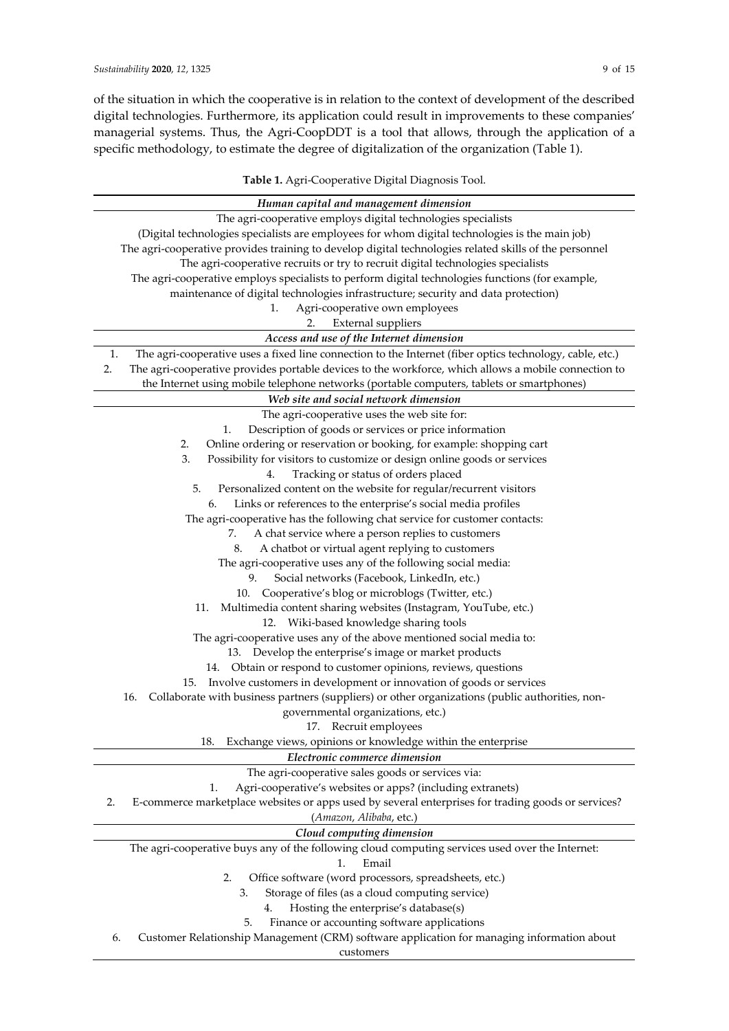of the situation in which the cooperative is in relation to the context of development of the described digital technologies. Furthermore, its application could result in improvements to these companies' managerial systems. Thus, the Agri-CoopDDT is a tool that allows, through the application of a specific methodology, to estimate the degree of digitalization of the organization (Table 1).

**Table 1.** Agri-Cooperative Digital Diagnosis Tool.

| |
|---|
| ***Human capital and management dimension*** |
| The agri-cooperative employs digital technologies specialists |
| (Digital technologies specialists are employees for whom digital technologies is the main job) |
| The agri-cooperative provides training to develop digital technologies related skills of the personnel |
| The agri-cooperative recruits or try to recruit digital technologies specialists |
| The agri-cooperative employs specialists to perform digital technologies functions (for example, maintenance of digital technologies infrastructure; security and data protection) |
| 1. Agri-cooperative own employees |
| 2. External suppliers |
| ***Access and use of the Internet dimension*** |
| 1. The agri-cooperative uses a fixed line connection to the Internet (fiber optics technology, cable, etc.) |
| 2. The agri-cooperative provides portable devices to the workforce, which allows a mobile connection to the Internet using mobile telephone networks (portable computers, tablets or smartphones) |
| ***Web site and social network dimension*** |
| The agri-cooperative uses the web site for: |
| 1. Description of goods or services or price information |
| 2. Online ordering or reservation or booking, for example: shopping cart |
| 3. Possibility for visitors to customize or design online goods or services |
| 4. Tracking or status of orders placed |
| 5. Personalized content on the website for regular/recurrent visitors |
| 6. Links or references to the enterprise's social media profiles |
| The agri-cooperative has the following chat service for customer contacts: |
| 7. A chat service where a person replies to customers |
| 8. A chatbot or virtual agent replying to customers |
| The agri-cooperative uses any of the following social media: |
| 9. Social networks (Facebook, LinkedIn, etc.) |
| 10. Cooperative's blog or microblogs (Twitter, etc.) |
| 11. Multimedia content sharing websites (Instagram, YouTube, etc.) |
| 12. Wiki-based knowledge sharing tools |
| The agri-cooperative uses any of the above mentioned social media to: |
| 13. Develop the enterprise's image or market products |
| 14. Obtain or respond to customer opinions, reviews, questions |
| 15. Involve customers in development or innovation of goods or services |
| 16. Collaborate with business partners (suppliers) or other organizations (public authorities, non-governmental organizations, etc.) |
| 17. Recruit employees |
| 18. Exchange views, opinions or knowledge within the enterprise |
| ***Electronic commerce dimension*** |
| The agri-cooperative sales goods or services via: |
| 1. Agri-cooperative's websites or apps? (including extranets) |
| 2. E-commerce marketplace websites or apps used by several enterprises for trading goods or services? (*Amazon*, *Alibaba*, etc.) |
| ***Cloud computing dimension*** |
| The agri-cooperative buys any of the following cloud computing services used over the Internet: |
| 1. Email |
| 2. Office software (word processors, spreadsheets, etc.) |
| 3. Storage of files (as a cloud computing service) |
| 4. Hosting the enterprise's database(s) |
| 5. Finance or accounting software applications |
| 6. Customer Relationship Management (CRM) software application for managing information about customers |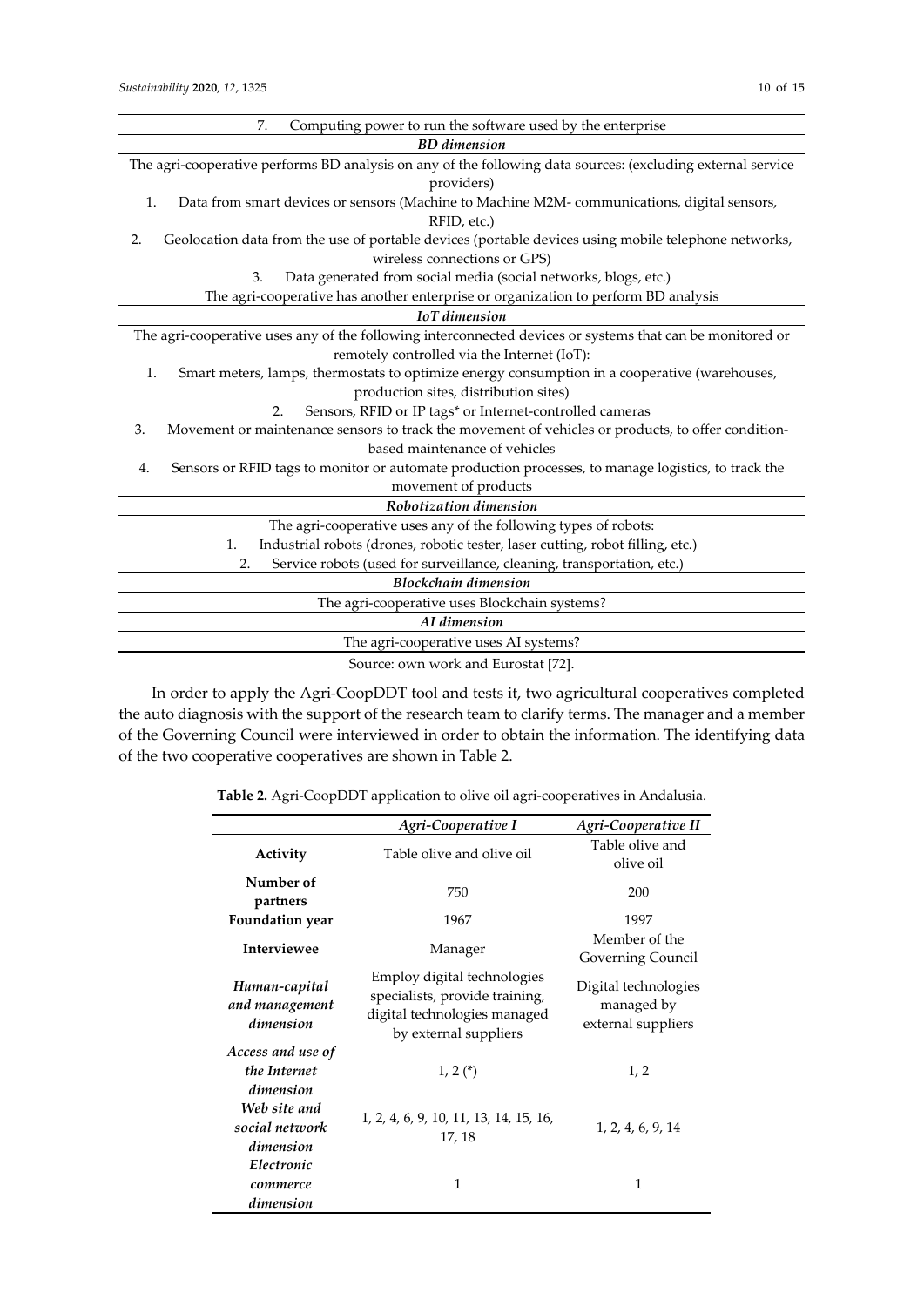| |
|---|
| 7. Computing power to run the software used by the enterprise |
| ***BD dimension*** |
| The agri-cooperative performs BD analysis on any of the following data sources: (excluding external service providers) |
| 1. Data from smart devices or sensors (Machine to Machine M2M- communications, digital sensors, RFID, etc.) |
| 2. Geolocation data from the use of portable devices (portable devices using mobile telephone networks, wireless connections or GPS) |
| 3. Data generated from social media (social networks, blogs, etc.) |
| The agri-cooperative has another enterprise or organization to perform BD analysis |
| ***IoT dimension*** |
| The agri-cooperative uses any of the following interconnected devices or systems that can be monitored or remotely controlled via the Internet (IoT): |
| 1. Smart meters, lamps, thermostats to optimize energy consumption in a cooperative (warehouses, production sites, distribution sites) |
| 2. Sensors, RFID or IP tags* or Internet-controlled cameras |
| 3. Movement or maintenance sensors to track the movement of vehicles or products, to offer condition-based maintenance of vehicles |
| 4. Sensors or RFID tags to monitor or automate production processes, to manage logistics, to track the movement of products |
| ***Robotization dimension*** |
| The agri-cooperative uses any of the following types of robots: |
| 1. Industrial robots (drones, robotic tester, laser cutting, robot filling, etc.) |
| 2. Service robots (used for surveillance, cleaning, transportation, etc.) |
| ***Blockchain dimension*** |
| The agri-cooperative uses Blockchain systems? |
| ***AI dimension*** |
| The agri-cooperative uses AI systems? |

Source: own work and Eurostat [72].

In order to apply the Agri-CoopDDT tool and tests it, two agricultural cooperatives completed the auto diagnosis with the support of the research team to clarify terms. The manager and a member of the Governing Council were interviewed in order to obtain the information. The identifying data of the two cooperative cooperatives are shown in Table 2.

**Table 2.** Agri-CoopDDT application to olive oil agri-cooperatives in Andalusia.

| | *Agri-Cooperative I* | *Agri-Cooperative II* |
|---|---|---|
| **Activity** | Table olive and olive oil | Table olive and olive oil |
| **Number of partners** | 750 | 200 |
| **Foundation year** | 1967 | 1997 |
| **Interviewee** | Manager | Member of the Governing Council |
| ***Human-capital and management dimension*** | Employ digital technologies specialists, provide training, digital technologies managed by external suppliers | Digital technologies managed by external suppliers |
| ***Access and use of the Internet dimension*** | 1, 2 (*) | 1, 2 |
| ***Web site and social network dimension*** | 1, 2, 4, 6, 9, 10, 11, 13, 14, 15, 16, 17, 18 | 1, 2, 4, 6, 9, 14 |
| ***Electronic commerce dimension*** | 1 | 1 |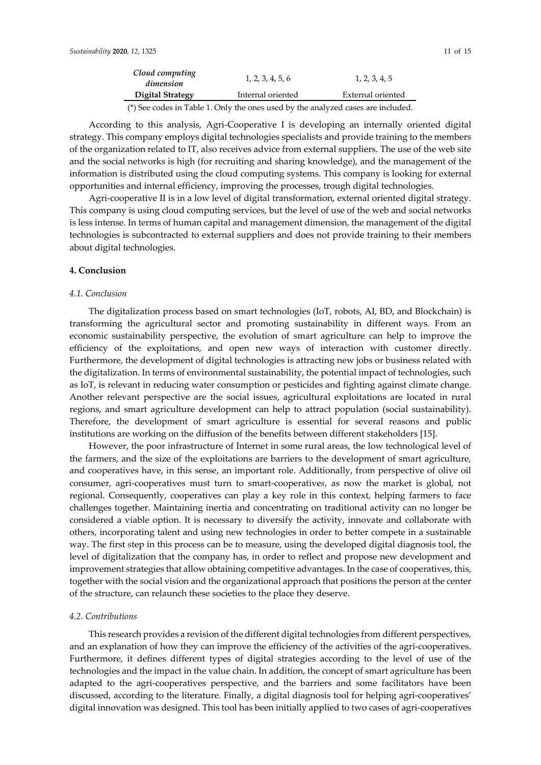| | | |
|---|---|---|
| *Cloud computing dimension* | 1, 2, 3, 4, 5, 6 | 1, 2, 3, 4, 5 |
| **Digital Strategy** | Internal oriented | External oriented |

(*) See codes in Table 1. Only the ones used by the analyzed cases are included.

According to this analysis, Agri-Cooperative I is developing an internally oriented digital strategy. This company employs digital technologies specialists and provide training to the members of the organization related to IT, also receives advice from external suppliers. The use of the web site and the social networks is high (for recruiting and sharing knowledge), and the management of the information is distributed using the cloud computing systems. This company is looking for external opportunities and internal efficiency, improving the processes, trough digital technologies.

Agri-cooperative II is in a low level of digital transformation, external oriented digital strategy. This company is using cloud computing services, but the level of use of the web and social networks is less intense. In terms of human capital and management dimension, the management of the digital technologies is subcontracted to external suppliers and does not provide training to their members about digital technologies.

## 4. Conclusion

### *4.1. Conclusion*

The digitalization process based on smart technologies (IoT, robots, AI, BD, and Blockchain) is transforming the agricultural sector and promoting sustainability in different ways. From an economic sustainability perspective, the evolution of smart agriculture can help to improve the efficiency of the exploitations, and open new ways of interaction with customer directly. Furthermore, the development of digital technologies is attracting new jobs or business related with the digitalization. In terms of environmental sustainability, the potential impact of technologies, such as IoT, is relevant in reducing water consumption or pesticides and fighting against climate change. Another relevant perspective are the social issues, agricultural exploitations are located in rural regions, and smart agriculture development can help to attract population (social sustainability). Therefore, the development of smart agriculture is essential for several reasons and public institutions are working on the diffusion of the benefits between different stakeholders [15].

However, the poor infrastructure of Internet in some rural areas, the low technological level of the farmers, and the size of the exploitations are barriers to the development of smart agriculture, and cooperatives have, in this sense, an important role. Additionally, from perspective of olive oil consumer, agri-cooperatives must turn to smart-cooperatives, as now the market is global, not regional. Consequently, cooperatives can play a key role in this context, helping farmers to face challenges together. Maintaining inertia and concentrating on traditional activity can no longer be considered a viable option. It is necessary to diversify the activity, innovate and collaborate with others, incorporating talent and using new technologies in order to better compete in a sustainable way. The first step in this process can be to measure, using the developed digital diagnosis tool, the level of digitalization that the company has, in order to reflect and propose new development and improvement strategies that allow obtaining competitive advantages. In the case of cooperatives, this, together with the social vision and the organizational approach that positions the person at the center of the structure, can relaunch these societies to the place they deserve.

### *4.2. Contributions*

This research provides a revision of the different digital technologies from different perspectives, and an explanation of how they can improve the efficiency of the activities of the agri-cooperatives. Furthermore, it defines different types of digital strategies according to the level of use of the technologies and the impact in the value chain. In addition, the concept of smart agriculture has been adapted to the agri-cooperatives perspective, and the barriers and some facilitators have been discussed, according to the literature. Finally, a digital diagnosis tool for helping agri-cooperatives' digital innovation was designed. This tool has been initially applied to two cases of agri-cooperatives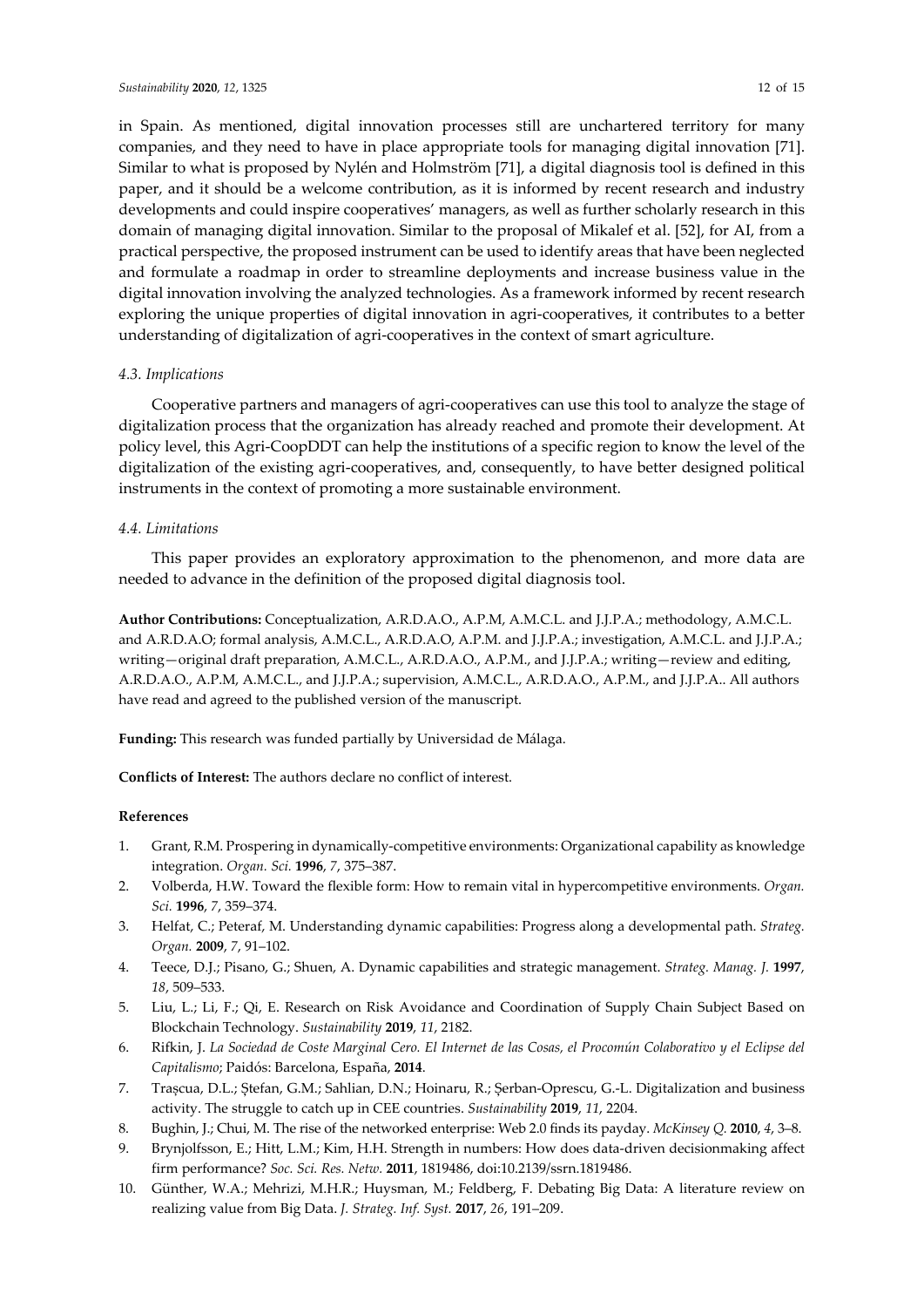in Spain. As mentioned, digital innovation processes still are unchartered territory for many companies, and they need to have in place appropriate tools for managing digital innovation [71]. Similar to what is proposed by Nylén and Holmström [71], a digital diagnosis tool is defined in this paper, and it should be a welcome contribution, as it is informed by recent research and industry developments and could inspire cooperatives' managers, as well as further scholarly research in this domain of managing digital innovation. Similar to the proposal of Mikalef et al. [52], for AI, from a practical perspective, the proposed instrument can be used to identify areas that have been neglected and formulate a roadmap in order to streamline deployments and increase business value in the digital innovation involving the analyzed technologies. As a framework informed by recent research exploring the unique properties of digital innovation in agri-cooperatives, it contributes to a better understanding of digitalization of agri-cooperatives in the context of smart agriculture.

### *4.3. Implications*

Cooperative partners and managers of agri-cooperatives can use this tool to analyze the stage of digitalization process that the organization has already reached and promote their development. At policy level, this Agri-CoopDDT can help the institutions of a specific region to know the level of the digitalization of the existing agri-cooperatives, and, consequently, to have better designed political instruments in the context of promoting a more sustainable environment.

### *4.4. Limitations*

This paper provides an exploratory approximation to the phenomenon, and more data are needed to advance in the definition of the proposed digital diagnosis tool.

**Author Contributions:** Conceptualization, A.R.D.A.O., A.P.M, A.M.C.L. and J.J.P.A.; methodology, A.M.C.L. and A.R.D.A.O; formal analysis, A.M.C.L., A.R.D.A.O, A.P.M. and J.J.P.A.; investigation, A.M.C.L. and J.J.P.A.; writing—original draft preparation, A.M.C.L., A.R.D.A.O., A.P.M., and J.J.P.A.; writing—review and editing, A.R.D.A.O., A.P.M, A.M.C.L., and J.J.P.A.; supervision, A.M.C.L., A.R.D.A.O., A.P.M., and J.J.P.A.. All authors have read and agreed to the published version of the manuscript.

**Funding:** This research was funded partially by Universidad de Málaga.

**Conflicts of Interest:** The authors declare no conflict of interest.

## References

1. Grant, R.M. Prospering in dynamically-competitive environments: Organizational capability as knowledge integration. *Organ. Sci.* **1996**, *7*, 375–387.
2. Volberda, H.W. Toward the flexible form: How to remain vital in hypercompetitive environments. *Organ. Sci.* **1996**, *7*, 359–374.
3. Helfat, C.; Peteraf, M. Understanding dynamic capabilities: Progress along a developmental path. *Strateg. Organ.* **2009**, *7*, 91–102.
4. Teece, D.J.; Pisano, G.; Shuen, A. Dynamic capabilities and strategic management. *Strateg. Manag. J.* **1997**, *18*, 509–533.
5. Liu, L.; Li, F.; Qi, E. Research on Risk Avoidance and Coordination of Supply Chain Subject Based on Blockchain Technology. *Sustainability* **2019**, *11*, 2182.
6. Rifkin, J. *La Sociedad de Coste Marginal Cero. El Internet de las Cosas, el Procomún Colaborativo y el Eclipse del Capitalismo*; Paidós: Barcelona, España, **2014**.
7. Trașcua, D.L.; Ștefan, G.M.; Sahlian, D.N.; Hoinaru, R.; Șerban-Oprescu, G.-L. Digitalization and business activity. The struggle to catch up in CEE countries. *Sustainability* **2019**, *11*, 2204.
8. Bughin, J.; Chui, M. The rise of the networked enterprise: Web 2.0 finds its payday. *McKinsey Q.* **2010**, *4*, 3–8.
9. Brynjolfsson, E.; Hitt, L.M.; Kim, H.H. Strength in numbers: How does data-driven decisionmaking affect firm performance? *Soc. Sci. Res. Netw.* **2011**, 1819486, doi:10.2139/ssrn.1819486.
10. Günther, W.A.; Mehrizi, M.H.R.; Huysman, M.; Feldberg, F. Debating Big Data: A literature review on realizing value from Big Data. *J. Strateg. Inf. Syst.* **2017**, *26*, 191–209.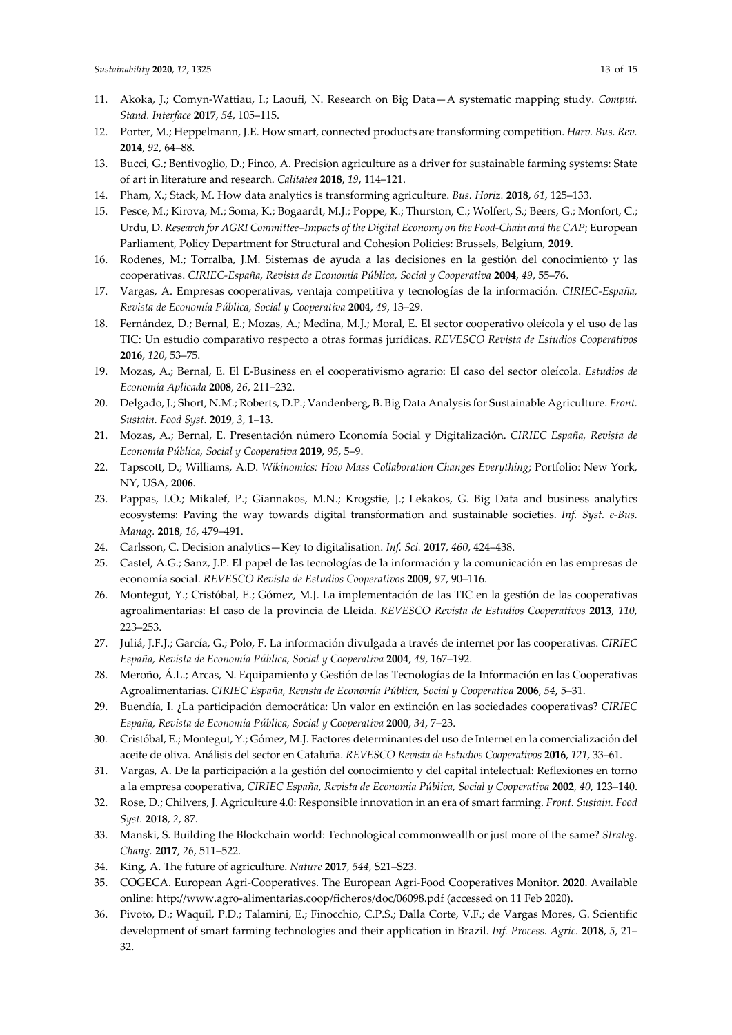11. Akoka, J.; Comyn-Wattiau, I.; Laoufi, N. Research on Big Data—A systematic mapping study. *Comput. Stand. Interface* **2017**, *54*, 105–115.
12. Porter, M.; Heppelmann, J.E. How smart, connected products are transforming competition. *Harv. Bus. Rev.* **2014**, *92*, 64–88.
13. Bucci, G.; Bentivoglio, D.; Finco, A. Precision agriculture as a driver for sustainable farming systems: State of art in literature and research. *Calitatea* **2018**, *19*, 114–121.
14. Pham, X.; Stack, M. How data analytics is transforming agriculture. *Bus. Horiz.* **2018**, *61*, 125–133.
15. Pesce, M.; Kirova, M.; Soma, K.; Bogaardt, M.J.; Poppe, K.; Thurston, C.; Wolfert, S.; Beers, G.; Monfort, C.; Urdu, D. *Research for AGRI Committee–Impacts of the Digital Economy on the Food-Chain and the CAP*; European Parliament, Policy Department for Structural and Cohesion Policies: Brussels, Belgium, **2019**.
16. Rodenes, M.; Torralba, J.M. Sistemas de ayuda a las decisiones en la gestión del conocimiento y las cooperativas. *CIRIEC-España, Revista de Economía Pública, Social y Cooperativa* **2004**, *49*, 55–76.
17. Vargas, A. Empresas cooperativas, ventaja competitiva y tecnologías de la información. *CIRIEC-España, Revista de Economía Pública, Social y Cooperativa* **2004**, *49*, 13–29.
18. Fernández, D.; Bernal, E.; Mozas, A.; Medina, M.J.; Moral, E. El sector cooperativo oleícola y el uso de las TIC: Un estudio comparativo respecto a otras formas jurídicas. *REVESCO Revista de Estudios Cooperativos* **2016**, *120*, 53–75.
19. Mozas, A.; Bernal, E. El E-Business en el cooperativismo agrario: El caso del sector oleícola. *Estudios de Economía Aplicada* **2008**, *26*, 211–232.
20. Delgado, J.; Short, N.M.; Roberts, D.P.; Vandenberg, B. Big Data Analysis for Sustainable Agriculture. *Front. Sustain. Food Syst.* **2019**, *3*, 1–13.
21. Mozas, A.; Bernal, E. Presentación número Economía Social y Digitalización. *CIRIEC España, Revista de Economía Pública, Social y Cooperativa* **2019**, *95*, 5–9.
22. Tapscott, D.; Williams, A.D. *Wikinomics: How Mass Collaboration Changes Everything*; Portfolio: New York, NY, USA, **2006**.
23. Pappas, I.O.; Mikalef, P.; Giannakos, M.N.; Krogstie, J.; Lekakos, G. Big Data and business analytics ecosystems: Paving the way towards digital transformation and sustainable societies. *Inf. Syst. e-Bus. Manag.* **2018**, *16*, 479–491.
24. Carlsson, C. Decision analytics—Key to digitalisation. *Inf. Sci.* **2017**, *460*, 424–438.
25. Castel, A.G.; Sanz, J.P. El papel de las tecnologías de la información y la comunicación en las empresas de economía social. *REVESCO Revista de Estudios Cooperativos* **2009**, *97*, 90–116.
26. Montegut, Y.; Cristóbal, E.; Gómez, M.J. La implementación de las TIC en la gestión de las cooperativas agroalimentarias: El caso de la provincia de Lleida. *REVESCO Revista de Estudios Cooperativos* **2013**, *110*, 223–253.
27. Juliá, J.F.J.; García, G.; Polo, F. La información divulgada a través de internet por las cooperativas. *CIRIEC España, Revista de Economía Pública, Social y Cooperativa* **2004**, *49*, 167–192.
28. Meroño, Á.L.; Arcas, N. Equipamiento y Gestión de las Tecnologías de la Información en las Cooperativas Agroalimentarias. *CIRIEC España, Revista de Economía Pública, Social y Cooperativa* **2006**, *54*, 5–31.
29. Buendía, I. ¿La participación democrática: Un valor en extinción en las sociedades cooperativas? *CIRIEC España, Revista de Economía Pública, Social y Cooperativa* **2000**, *34*, 7–23.
30. Cristóbal, E.; Montegut, Y.; Gómez, M.J. Factores determinantes del uso de Internet en la comercialización del aceite de oliva. Análisis del sector en Cataluña. *REVESCO Revista de Estudios Cooperativos* **2016**, *121*, 33–61.
31. Vargas, A. De la participación a la gestión del conocimiento y del capital intelectual: Reflexiones en torno a la empresa cooperativa, *CIRIEC España, Revista de Economía Pública, Social y Cooperativa* **2002**, *40*, 123–140.
32. Rose, D.; Chilvers, J. Agriculture 4.0: Responsible innovation in an era of smart farming. *Front. Sustain. Food Syst.* **2018**, *2*, 87.
33. Manski, S. Building the Blockchain world: Technological commonwealth or just more of the same? *Strateg. Chang.* **2017**, *26*, 511–522.
34. King, A. The future of agriculture. *Nature* **2017**, *544*, S21–S23.
35. COGECA. European Agri-Cooperatives. The European Agri-Food Cooperatives Monitor. **2020**. Available online: http://www.agro-alimentarias.coop/ficheros/doc/06098.pdf (accessed on 11 Feb 2020).
36. Pivoto, D.; Waquil, P.D.; Talamini, E.; Finocchio, C.P.S.; Dalla Corte, V.F.; de Vargas Mores, G. Scientific development of smart farming technologies and their application in Brazil. *Inf. Process. Agric.* **2018**, *5*, 21–32.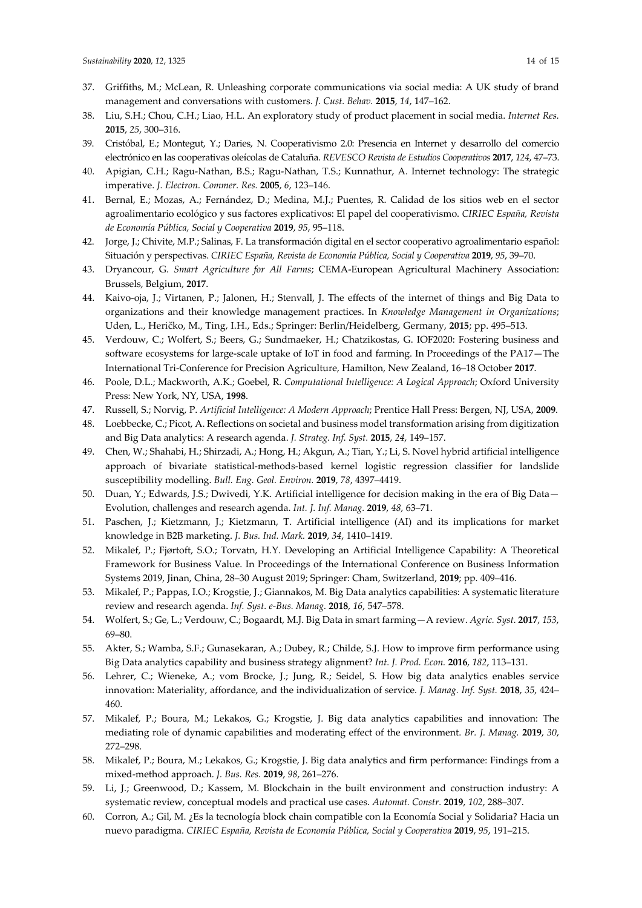37. Griffiths, M.; McLean, R. Unleashing corporate communications via social media: A UK study of brand management and conversations with customers. *J. Cust. Behav.* **2015**, *14*, 147–162.
38. Liu, S.H.; Chou, C.H.; Liao, H.L. An exploratory study of product placement in social media. *Internet Res.* **2015**, *25*, 300–316.
39. Cristóbal, E.; Montegut, Y.; Daries, N. Cooperativismo 2.0: Presencia en Internet y desarrollo del comercio electrónico en las cooperativas oleícolas de Cataluña. *REVESCO Revista de Estudios Cooperativos* **2017**, *124*, 47–73.
40. Apigian, C.H.; Ragu-Nathan, B.S.; Ragu-Nathan, T.S.; Kunnathur, A. Internet technology: The strategic imperative. *J. Electron. Commer. Res.* **2005**, *6*, 123–146.
41. Bernal, E.; Mozas, A.; Fernández, D.; Medina, M.J.; Puentes, R. Calidad de los sitios web en el sector agroalimentario ecológico y sus factores explicativos: El papel del cooperativismo. *CIRIEC España, Revista de Economía Pública, Social y Cooperativa* **2019**, *95*, 95–118.
42. Jorge, J.; Chivite, M.P.; Salinas, F. La transformación digital en el sector cooperativo agroalimentario español: Situación y perspectivas. *CIRIEC España, Revista de Economía Pública, Social y Cooperativa* **2019**, *95*, 39–70.
43. Dryancour, G. *Smart Agriculture for All Farms*; CEMA-European Agricultural Machinery Association: Brussels, Belgium, **2017**.
44. Kaivo-oja, J.; Virtanen, P.; Jalonen, H.; Stenvall, J. The effects of the internet of things and Big Data to organizations and their knowledge management practices. In *Knowledge Management in Organizations*; Uden, L., Heričko, M., Ting, I.H., Eds.; Springer: Berlin/Heidelberg, Germany, **2015**; pp. 495–513.
45. Verdouw, C.; Wolfert, S.; Beers, G.; Sundmaeker, H.; Chatzikostas, G. IOF2020: Fostering business and software ecosystems for large-scale uptake of IoT in food and farming. In Proceedings of the PA17—The International Tri-Conference for Precision Agriculture, Hamilton, New Zealand, 16–18 October **2017**.
46. Poole, D.L.; Mackworth, A.K.; Goebel, R. *Computational Intelligence: A Logical Approach*; Oxford University Press: New York, NY, USA, **1998**.
47. Russell, S.; Norvig, P. *Artificial Intelligence: A Modern Approach*; Prentice Hall Press: Bergen, NJ, USA, **2009**.
48. Loebbecke, C.; Picot, A. Reflections on societal and business model transformation arising from digitization and Big Data analytics: A research agenda. *J. Strateg. Inf. Syst.* **2015**, *24*, 149–157.
49. Chen, W.; Shahabi, H.; Shirzadi, A.; Hong, H.; Akgun, A.; Tian, Y.; Li, S. Novel hybrid artificial intelligence approach of bivariate statistical-methods-based kernel logistic regression classifier for landslide susceptibility modelling. *Bull. Eng. Geol. Environ.* **2019**, *78*, 4397–4419.
50. Duan, Y.; Edwards, J.S.; Dwivedi, Y.K. Artificial intelligence for decision making in the era of Big Data—Evolution, challenges and research agenda. *Int. J. Inf. Manag.* **2019**, *48*, 63–71.
51. Paschen, J.; Kietzmann, J.; Kietzmann, T. Artificial intelligence (AI) and its implications for market knowledge in B2B marketing. *J. Bus. Ind. Mark.* **2019**, *34*, 1410–1419.
52. Mikalef, P.; Fjørtoft, S.O.; Torvatn, H.Y. Developing an Artificial Intelligence Capability: A Theoretical Framework for Business Value. In Proceedings of the International Conference on Business Information Systems 2019, Jinan, China, 28–30 August 2019; Springer: Cham, Switzerland, **2019**; pp. 409–416.
53. Mikalef, P.; Pappas, I.O.; Krogstie, J.; Giannakos, M. Big Data analytics capabilities: A systematic literature review and research agenda. *Inf. Syst. e-Bus. Manag.* **2018**, *16*, 547–578.
54. Wolfert, S.; Ge, L.; Verdouw, C.; Bogaardt, M.J. Big Data in smart farming—A review. *Agric. Syst.* **2017**, *153*, 69–80.
55. Akter, S.; Wamba, S.F.; Gunasekaran, A.; Dubey, R.; Childe, S.J. How to improve firm performance using Big Data analytics capability and business strategy alignment? *Int. J. Prod. Econ.* **2016**, *182*, 113–131.
56. Lehrer, C.; Wieneke, A.; vom Brocke, J.; Jung, R.; Seidel, S. How big data analytics enables service innovation: Materiality, affordance, and the individualization of service. *J. Manag. Inf. Syst.* **2018**, *35*, 424–460.
57. Mikalef, P.; Boura, M.; Lekakos, G.; Krogstie, J. Big data analytics capabilities and innovation: The mediating role of dynamic capabilities and moderating effect of the environment. *Br. J. Manag.* **2019**, *30*, 272–298.
58. Mikalef, P.; Boura, M.; Lekakos, G.; Krogstie, J. Big data analytics and firm performance: Findings from a mixed-method approach. *J. Bus. Res.* **2019**, *98*, 261–276.
59. Li, J.; Greenwood, D.; Kassem, M. Blockchain in the built environment and construction industry: A systematic review, conceptual models and practical use cases. *Automat. Constr.* **2019**, *102*, 288–307.
60. Corron, A.; Gil, M. ¿Es la tecnología block chain compatible con la Economía Social y Solidaria? Hacia un nuevo paradigma. *CIRIEC España, Revista de Economía Pública, Social y Cooperativa* **2019**, *95*, 191–215.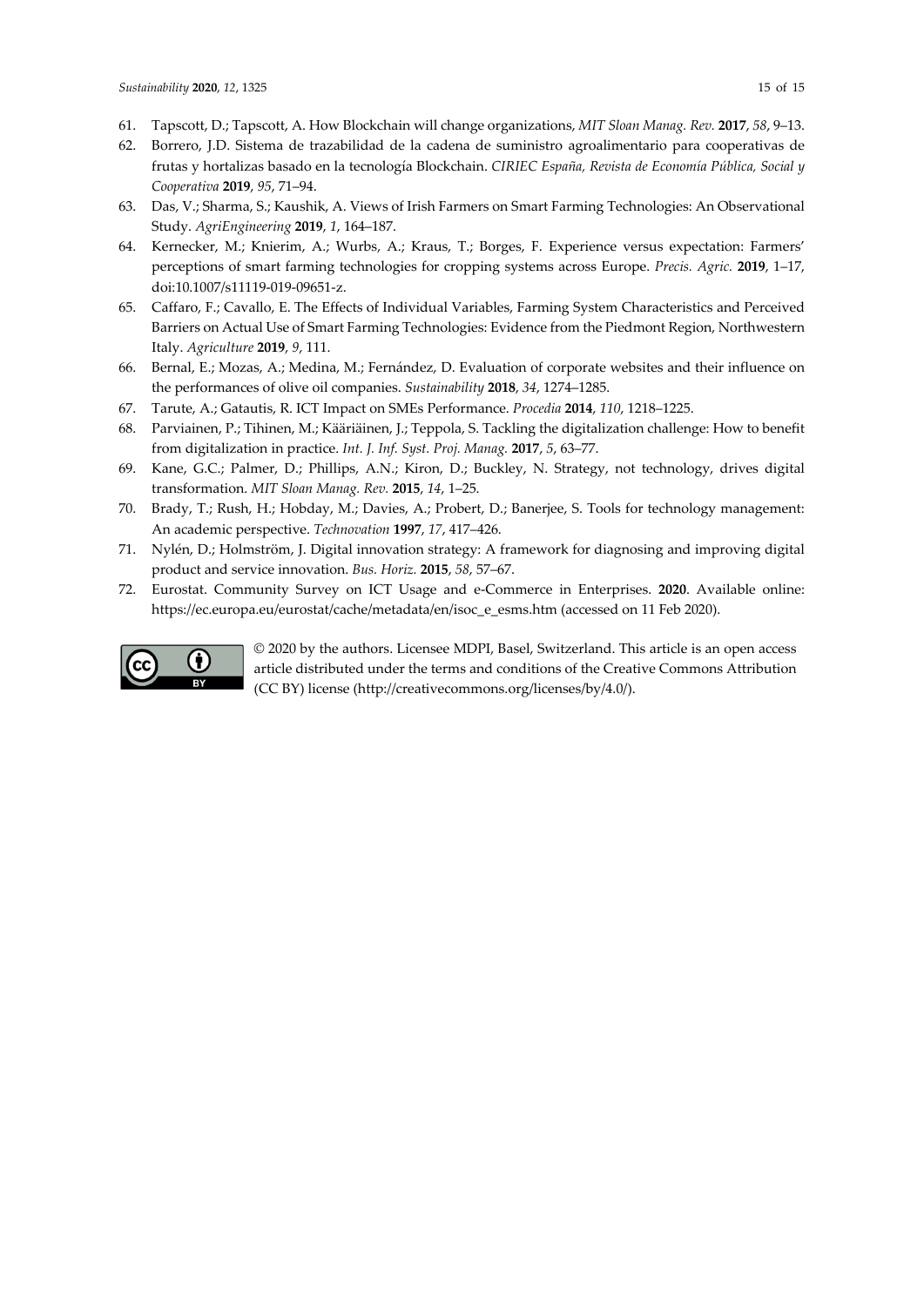61. Tapscott, D.; Tapscott, A. How Blockchain will change organizations, *MIT Sloan Manag. Rev.* **2017**, *58*, 9–13.
62. Borrero, J.D. Sistema de trazabilidad de la cadena de suministro agroalimentario para cooperativas de frutas y hortalizas basado en la tecnología Blockchain. *CIRIEC España, Revista de Economía Pública, Social y Cooperativa* **2019**, *95*, 71–94.
63. Das, V.; Sharma, S.; Kaushik, A. Views of Irish Farmers on Smart Farming Technologies: An Observational Study. *AgriEngineering* **2019**, *1*, 164–187.
64. Kernecker, M.; Knierim, A.; Wurbs, A.; Kraus, T.; Borges, F. Experience versus expectation: Farmers' perceptions of smart farming technologies for cropping systems across Europe. *Precis. Agric.* **2019**, 1–17, doi:10.1007/s11119-019-09651-z.
65. Caffaro, F.; Cavallo, E. The Effects of Individual Variables, Farming System Characteristics and Perceived Barriers on Actual Use of Smart Farming Technologies: Evidence from the Piedmont Region, Northwestern Italy. *Agriculture* **2019**, *9*, 111.
66. Bernal, E.; Mozas, A.; Medina, M.; Fernández, D. Evaluation of corporate websites and their influence on the performances of olive oil companies. *Sustainability* **2018**, *34*, 1274–1285.
67. Tarute, A.; Gatautis, R. ICT Impact on SMEs Performance. *Procedia* **2014**, *110*, 1218–1225.
68. Parviainen, P.; Tihinen, M.; Kääriäinen, J.; Teppola, S. Tackling the digitalization challenge: How to benefit from digitalization in practice. *Int. J. Inf. Syst. Proj. Manag.* **2017**, *5*, 63–77.
69. Kane, G.C.; Palmer, D.; Phillips, A.N.; Kiron, D.; Buckley, N. Strategy, not technology, drives digital transformation. *MIT Sloan Manag. Rev.* **2015**, *14*, 1–25.
70. Brady, T.; Rush, H.; Hobday, M.; Davies, A.; Probert, D.; Banerjee, S. Tools for technology management: An academic perspective. *Technovation* **1997**, *17*, 417–426.
71. Nylén, D.; Holmström, J. Digital innovation strategy: A framework for diagnosing and improving digital product and service innovation. *Bus. Horiz.* **2015**, *58*, 57–67.
72. Eurostat. Community Survey on ICT Usage and e-Commerce in Enterprises. **2020**. Available online: https://ec.europa.eu/eurostat/cache/metadata/en/isoc_e_esms.htm (accessed on 11 Feb 2020).

© 2020 by the authors. Licensee MDPI, Basel, Switzerland. This article is an open access article distributed under the terms and conditions of the Creative Commons Attribution (CC BY) license (http://creativecommons.org/licenses/by/4.0/).